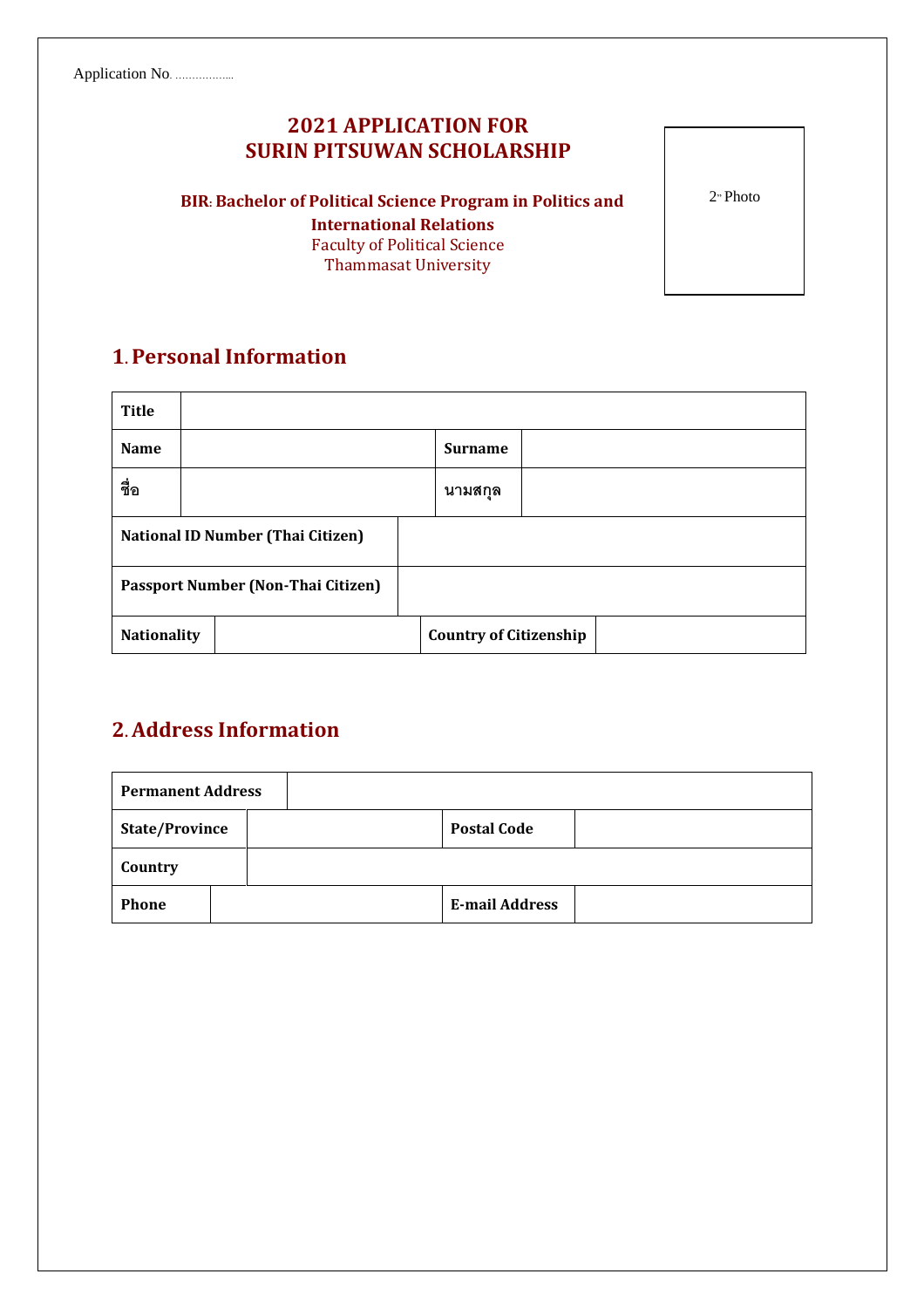Application No. ………………

# 2021 APPLICATION FOR SURIN PITSUWAN SCHOLARSHIP

**BIR: Bachelor of Political Science Program in Politics and International Relations**

Faculty of Political Science

Thammasat University

2" Photo

## 1. Personal Information

| | | | |
|---|---|---|---|
| **Title** | | | |
| **Name** | | **Surname** | |
| **ชื่อ** | | **นามสกุล** | |
| **National ID Number (Thai Citizen)** | | | |
| **Passport Number (Non-Thai Citizen)** | | | |
| **Nationality** | | **Country of Citizenship** | |

## 2. Address Information

| | | | |
|---|---|---|---|
| **Permanent Address** | | | |
| **State/Province** | | **Postal Code** | |
| **Country** | | | |
| **Phone** | | **E-mail Address** | |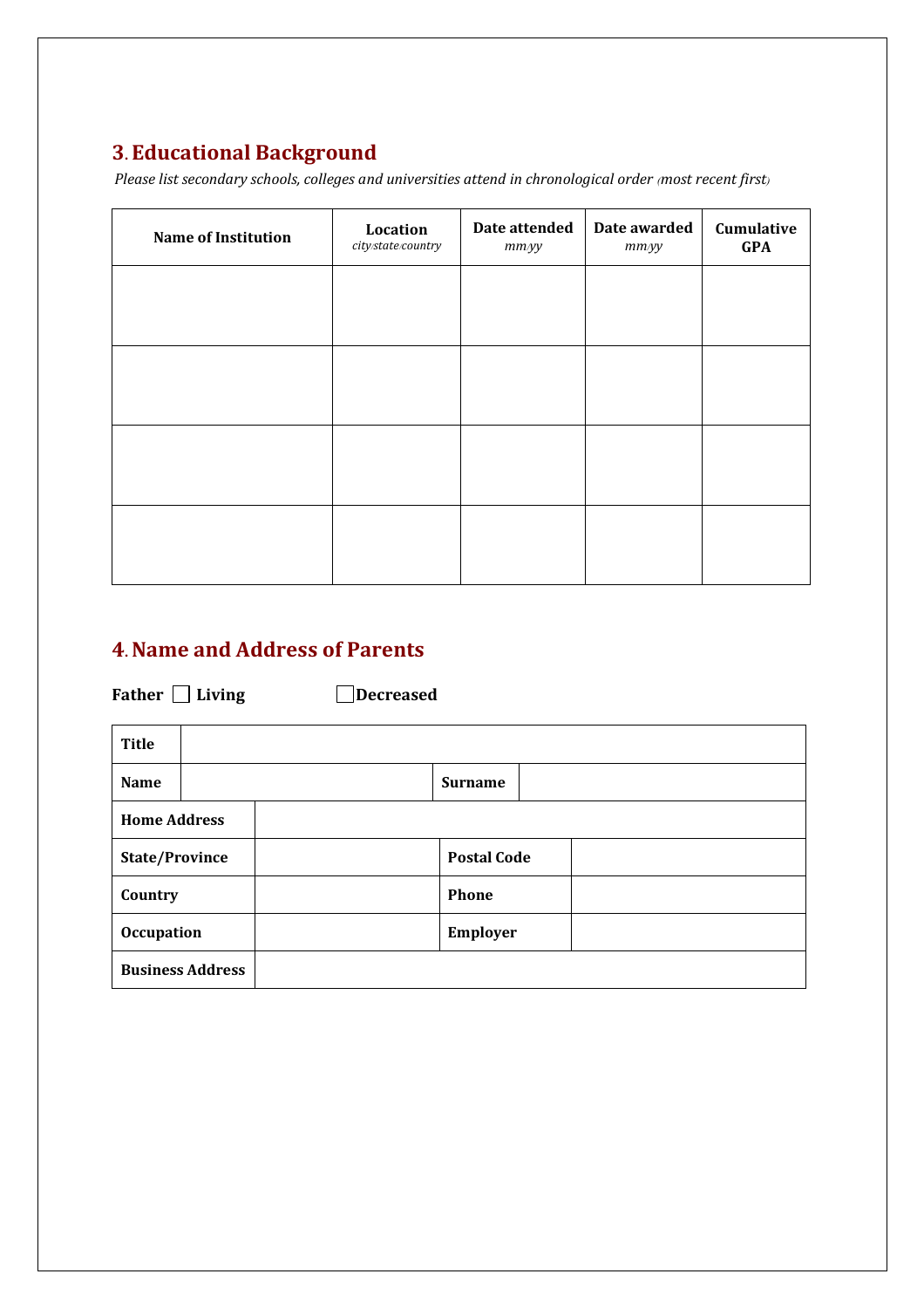## 3. Educational Background

*Please list secondary schools, colleges and universities attend in chronological order (most recent first)*

| Name of Institution | Location *city/state/country* | Date attended *mm/yy* | Date awarded *mm/yy* | Cumulative GPA |
|---|---|---|---|---|
| | | | | |
| | | | | |
| | | | | |
| | | | | |

## 4. Name and Address of Parents

**Father** ☐ **Living** ☐ **Decreased**

| **Title** | | | |
|---|---|---|---|
| **Name** | | **Surname** | |
| **Home Address** | | | |
| **State/Province** | | **Postal Code** | |
| **Country** | | **Phone** | |
| **Occupation** | | **Employer** | |
| **Business Address** | | | |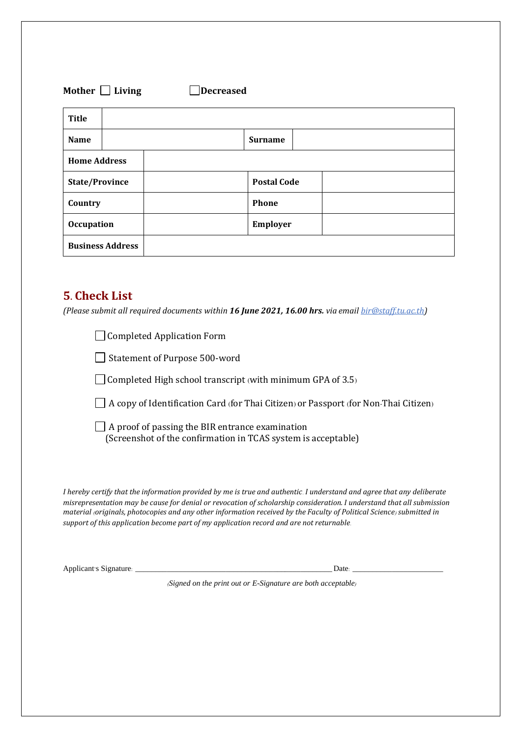**Mother** ☐ **Living** ☐ **Decreased**

| | | | |
|---|---|---|---|
| **Title** | | | |
| **Name** | | **Surname** | |
| **Home Address** | | | |
| **State/Province** | | **Postal Code** | |
| **Country** | | **Phone** | |
| **Occupation** | | **Employer** | |
| **Business Address** | | | |

## 5. Check List

*(Please submit all required documents within **16 June 2021, 16.00 hrs.** via email [bir@staff.tu.ac.th](mailto:bir@staff.tu.ac.th))*

- ☐ Completed Application Form
- ☐ Statement of Purpose 500-word
- ☐ Completed High school transcript (with minimum GPA of 3.5)
- ☐ A copy of Identification Card (for Thai Citizen) or Passport (for Non-Thai Citizen)
- ☐ A proof of passing the BIR entrance examination (Screenshot of the confirmation in TCAS system is acceptable)

*I hereby certify that the information provided by me is true and authentic. I understand and agree that any deliberate misrepresentation may be cause for denial or revocation of scholarship consideration. I understand that all submission material (originals, photocopies and any other information received by the Faculty of Political Science) submitted in support of this application become part of my application record and are not returnable.*

Applicant's Signature: ____________________________________________________ Date: _______________________

*(Signed on the print out or E-Signature are both acceptable)*